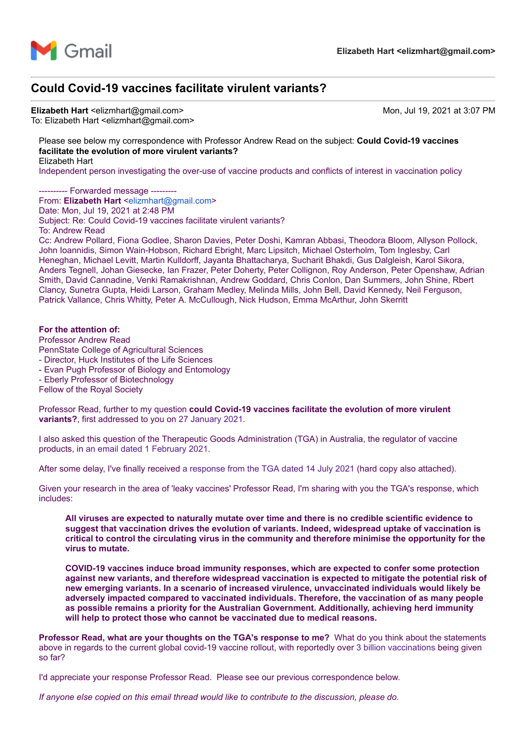Gmail

Elizabeth Hart <elizmhart@gmail.com>

# Could Covid-19 vaccines facilitate virulent variants?

**Elizabeth Hart** <elizmhart@gmail.com>
To: Elizabeth Hart <elizmhart@gmail.com>

Mon, Jul 19, 2021 at 3:07 PM

Please see below my correspondence with Professor Andrew Read on the subject: **Could Covid-19 vaccines facilitate the evolution of more virulent variants?**
Elizabeth Hart
Independent person investigating the over-use of vaccine products and conflicts of interest in vaccination policy

---------- Forwarded message ---------
From: **Elizabeth Hart** <elizmhart@gmail.com>
Date: Mon, Jul 19, 2021 at 2:48 PM
Subject: Re: Could Covid-19 vaccines facilitate virulent variants?
To: Andrew Read
Cc: Andrew Pollard, Fiona Godlee, Sharon Davies, Peter Doshi, Kamran Abbasi, Theodora Bloom, Allyson Pollock, John Ioannidis, Simon Wain-Hobson, Richard Ebright, Marc Lipsitch, Michael Osterholm, Tom Inglesby, Carl Heneghan, Michael Levitt, Martin Kulldorff, Jayanta Bhattacharya, Sucharit Bhakdi, Gus Dalgleish, Karol Sikora, Anders Tegnell, Johan Giesecke, Ian Frazer, Peter Doherty, Peter Collignon, Roy Anderson, Peter Openshaw, Adrian Smith, David Cannadine, Venki Ramakrishnan, Andrew Goddard, Chris Conlon, Dan Summers, John Shine, Rbert Clancy, Sunetra Gupta, Heidi Larson, Graham Medley, Melinda Mills, John Bell, David Kennedy, Neil Ferguson, Patrick Vallance, Chris Whitty, Peter A. McCullough, Nick Hudson, Emma McArthur, John Skerritt

**For the attention of:**
Professor Andrew Read
PennState College of Agricultural Sciences
- Director, Huck Institutes of the Life Sciences
- Evan Pugh Professor of Biology and Entomology
- Eberly Professor of Biotechnology
Fellow of the Royal Society

Professor Read, further to my question **could Covid-19 vaccines facilitate the evolution of more virulent variants?**, first addressed to you on 27 January 2021.

I also asked this question of the Therapeutic Goods Administration (TGA) in Australia, the regulator of vaccine products, in an email dated 1 February 2021.

After some delay, I've finally received a response from the TGA dated 14 July 2021 (hard copy also attached).

Given your research in the area of 'leaky vaccines' Professor Read, I'm sharing with you the TGA's response, which includes:

> **All viruses are expected to naturally mutate over time and there is no credible scientific evidence to suggest that vaccination drives the evolution of variants. Indeed, widespread uptake of vaccination is critical to control the circulating virus in the community and therefore minimise the opportunity for the virus to mutate.**
>
> **COVID-19 vaccines induce broad immunity responses, which are expected to confer some protection against new variants, and therefore widespread vaccination is expected to mitigate the potential risk of new emerging variants. In a scenario of increased virulence, unvaccinated individuals would likely be adversely impacted compared to vaccinated individuals. Therefore, the vaccination of as many people as possible remains a priority for the Australian Government. Additionally, achieving herd immunity will help to protect those who cannot be vaccinated due to medical reasons.**

**Professor Read, what are your thoughts on the TGA's response to me?** What do you think about the statements above in regards to the current global covid-19 vaccine rollout, with reportedly over 3 billion vaccinations being given so far?

I'd appreciate your response Professor Read. Please see our previous correspondence below.

*If anyone else copied on this email thread would like to contribute to the discussion, please do.*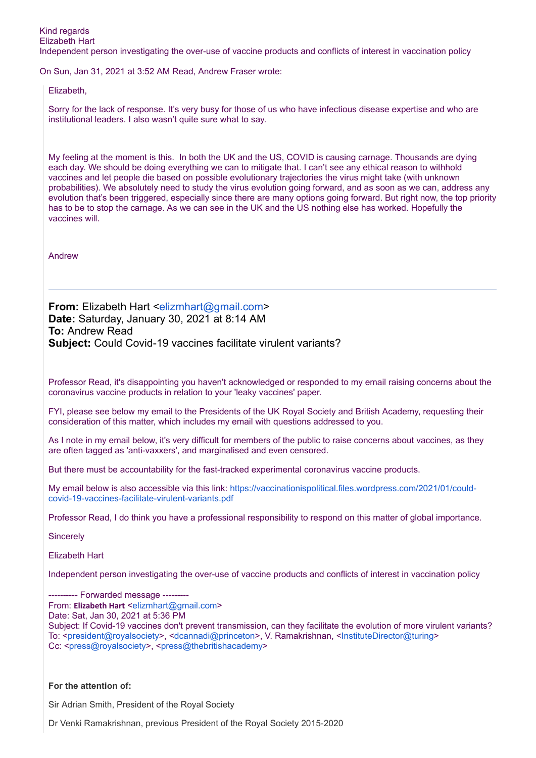Kind regards
Elizabeth Hart
Independent person investigating the over-use of vaccine products and conflicts of interest in vaccination policy

On Sun, Jan 31, 2021 at 3:52 AM Read, Andrew Fraser wrote:

> Elizabeth,
>
> Sorry for the lack of response. It's very busy for those of us who have infectious disease expertise and who are institutional leaders. I also wasn't quite sure what to say.
>
> My feeling at the moment is this. In both the UK and the US, COVID is causing carnage. Thousands are dying each day. We should be doing everything we can to mitigate that. I can't see any ethical reason to withhold vaccines and let people die based on possible evolutionary trajectories the virus might take (with unknown probabilities). We absolutely need to study the virus evolution going forward, and as soon as we can, address any evolution that's been triggered, especially since there are many options going forward. But right now, the top priority has to be to stop the carnage. As we can see in the UK and the US nothing else has worked. Hopefully the vaccines will.
>
> Andrew
>
> ---
>
> **From:** Elizabeth Hart <elizmhart@gmail.com>
> **Date:** Saturday, January 30, 2021 at 8:14 AM
> **To:** Andrew Read
> **Subject:** Could Covid-19 vaccines facilitate virulent variants?
>
> Professor Read, it's disappointing you haven't acknowledged or responded to my email raising concerns about the coronavirus vaccine products in relation to your 'leaky vaccines' paper.
>
> FYI, please see below my email to the Presidents of the UK Royal Society and British Academy, requesting their consideration of this matter, which includes my email with questions addressed to you.
>
> As I note in my email below, it's very difficult for members of the public to raise concerns about vaccines, as they are often tagged as 'anti-vaxxers', and marginalised and even censored.
>
> But there must be accountability for the fast-tracked experimental coronavirus vaccine products.
>
> My email below is also accessible via this link: https://vaccinationispolitical.files.wordpress.com/2021/01/could-covid-19-vaccines-facilitate-virulent-variants.pdf
>
> Professor Read, I do think you have a professional responsibility to respond on this matter of global importance.
>
> Sincerely
>
> Elizabeth Hart
>
> Independent person investigating the over-use of vaccine products and conflicts of interest in vaccination policy
>
> ---------- Forwarded message ---------
> From: **Elizabeth Hart** <elizmhart@gmail.com>
> Date: Sat, Jan 30, 2021 at 5:36 PM
> Subject: If Covid-19 vaccines don't prevent transmission, can they facilitate the evolution of more virulent variants?
> To: <president@royalsociety>, <dcannadi@princeton>, V. Ramakrishnan, <InstituteDirector@turing>
> Cc: <press@royalsociety>, <press@thebritishacademy>
>
> **For the attention of:**
>
> Sir Adrian Smith, President of the Royal Society
>
> Dr Venki Ramakrishnan, previous President of the Royal Society 2015-2020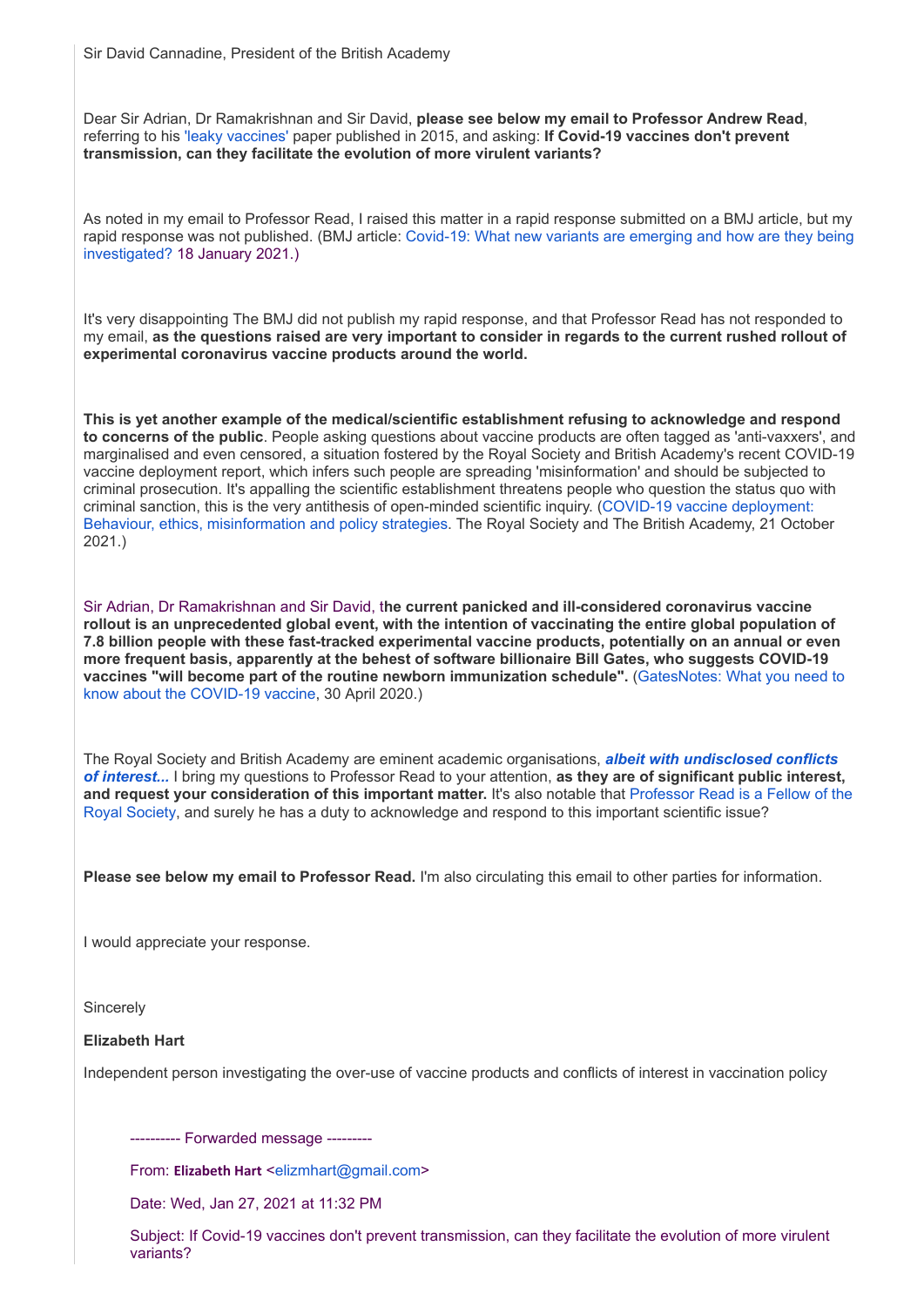Sir David Cannadine, President of the British Academy

Dear Sir Adrian, Dr Ramakrishnan and Sir David, **please see below my email to Professor Andrew Read**, referring to his 'leaky vaccines' paper published in 2015, and asking: **If Covid-19 vaccines don't prevent transmission, can they facilitate the evolution of more virulent variants?**

As noted in my email to Professor Read, I raised this matter in a rapid response submitted on a BMJ article, but my rapid response was not published. (BMJ article: Covid-19: What new variants are emerging and how are they being investigated? 18 January 2021.)

It's very disappointing The BMJ did not publish my rapid response, and that Professor Read has not responded to my email, **as the questions raised are very important to consider in regards to the current rushed rollout of experimental coronavirus vaccine products around the world.**

**This is yet another example of the medical/scientific establishment refusing to acknowledge and respond to concerns of the public**. People asking questions about vaccine products are often tagged as 'anti-vaxxers', and marginalised and even censored, a situation fostered by the Royal Society and British Academy's recent COVID-19 vaccine deployment report, which infers such people are spreading 'misinformation' and should be subjected to criminal prosecution. It's appalling the scientific establishment threatens people who question the status quo with criminal sanction, this is the very antithesis of open-minded scientific inquiry. (COVID-19 vaccine deployment: Behaviour, ethics, misinformation and policy strategies. The Royal Society and The British Academy, 21 October 2021.)

Sir Adrian, Dr Ramakrishnan and Sir David, t**he current panicked and ill-considered coronavirus vaccine rollout is an unprecedented global event, with the intention of vaccinating the entire global population of 7.8 billion people with these fast-tracked experimental vaccine products, potentially on an annual or even more frequent basis, apparently at the behest of software billionaire Bill Gates, who suggests COVID-19 vaccines "will become part of the routine newborn immunization schedule".** (GatesNotes: What you need to know about the COVID-19 vaccine, 30 April 2020.)

The Royal Society and British Academy are eminent academic organisations, ***albeit with undisclosed conflicts of interest...*** I bring my questions to Professor Read to your attention, **as they are of significant public interest, and request your consideration of this important matter.** It's also notable that Professor Read is a Fellow of the Royal Society, and surely he has a duty to acknowledge and respond to this important scientific issue?

**Please see below my email to Professor Read.** I'm also circulating this email to other parties for information.

I would appreciate your response.

Sincerely

**Elizabeth Hart**

Independent person investigating the over-use of vaccine products and conflicts of interest in vaccination policy

---------- Forwarded message ---------

From: **Elizabeth Hart** <elizmhart@gmail.com>

Date: Wed, Jan 27, 2021 at 11:32 PM

Subject: If Covid-19 vaccines don't prevent transmission, can they facilitate the evolution of more virulent variants?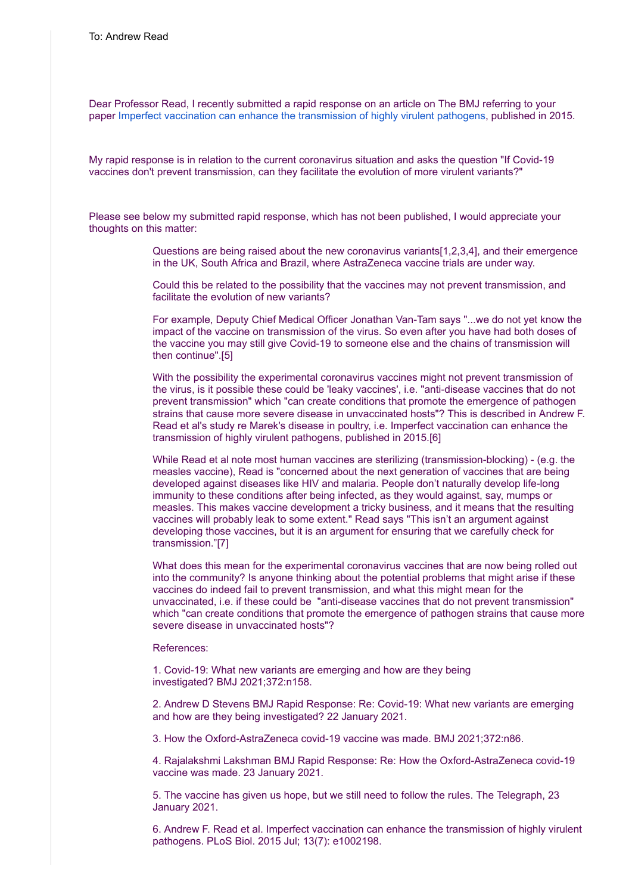To: Andrew Read

Dear Professor Read, I recently submitted a rapid response on an article on The BMJ referring to your paper Imperfect vaccination can enhance the transmission of highly virulent pathogens, published in 2015.

My rapid response is in relation to the current coronavirus situation and asks the question "If Covid-19 vaccines don't prevent transmission, can they facilitate the evolution of more virulent variants?"

Please see below my submitted rapid response, which has not been published, I would appreciate your thoughts on this matter:

> Questions are being raised about the new coronavirus variants[1,2,3,4], and their emergence in the UK, South Africa and Brazil, where AstraZeneca vaccine trials are under way.
>
> Could this be related to the possibility that the vaccines may not prevent transmission, and facilitate the evolution of new variants?
>
> For example, Deputy Chief Medical Officer Jonathan Van-Tam says "...we do not yet know the impact of the vaccine on transmission of the virus. So even after you have had both doses of the vaccine you may still give Covid-19 to someone else and the chains of transmission will then continue".[5]
>
> With the possibility the experimental coronavirus vaccines might not prevent transmission of the virus, is it possible these could be 'leaky vaccines', i.e. "anti-disease vaccines that do not prevent transmission" which "can create conditions that promote the emergence of pathogen strains that cause more severe disease in unvaccinated hosts"? This is described in Andrew F. Read et al's study re Marek's disease in poultry, i.e. Imperfect vaccination can enhance the transmission of highly virulent pathogens, published in 2015.[6]
>
> While Read et al note most human vaccines are sterilizing (transmission-blocking) - (e.g. the measles vaccine), Read is "concerned about the next generation of vaccines that are being developed against diseases like HIV and malaria. People don't naturally develop life-long immunity to these conditions after being infected, as they would against, say, mumps or measles. This makes vaccine development a tricky business, and it means that the resulting vaccines will probably leak to some extent." Read says "This isn't an argument against developing those vaccines, but it is an argument for ensuring that we carefully check for transmission."[7]
>
> What does this mean for the experimental coronavirus vaccines that are now being rolled out into the community? Is anyone thinking about the potential problems that might arise if these vaccines do indeed fail to prevent transmission, and what this might mean for the unvaccinated, i.e. if these could be "anti-disease vaccines that do not prevent transmission" which "can create conditions that promote the emergence of pathogen strains that cause more severe disease in unvaccinated hosts"?
>
> References:
>
> 1. Covid-19: What new variants are emerging and how are they being investigated? BMJ 2021;372:n158.
>
> 2. Andrew D Stevens BMJ Rapid Response: Re: Covid-19: What new variants are emerging and how are they being investigated? 22 January 2021.
>
> 3. How the Oxford-AstraZeneca covid-19 vaccine was made. BMJ 2021;372:n86.
>
> 4. Rajalakshmi Lakshman BMJ Rapid Response: Re: How the Oxford-AstraZeneca covid-19 vaccine was made. 23 January 2021.
>
> 5. The vaccine has given us hope, but we still need to follow the rules. The Telegraph, 23 January 2021.
>
> 6. Andrew F. Read et al. Imperfect vaccination can enhance the transmission of highly virulent pathogens. PLoS Biol. 2015 Jul; 13(7): e1002198.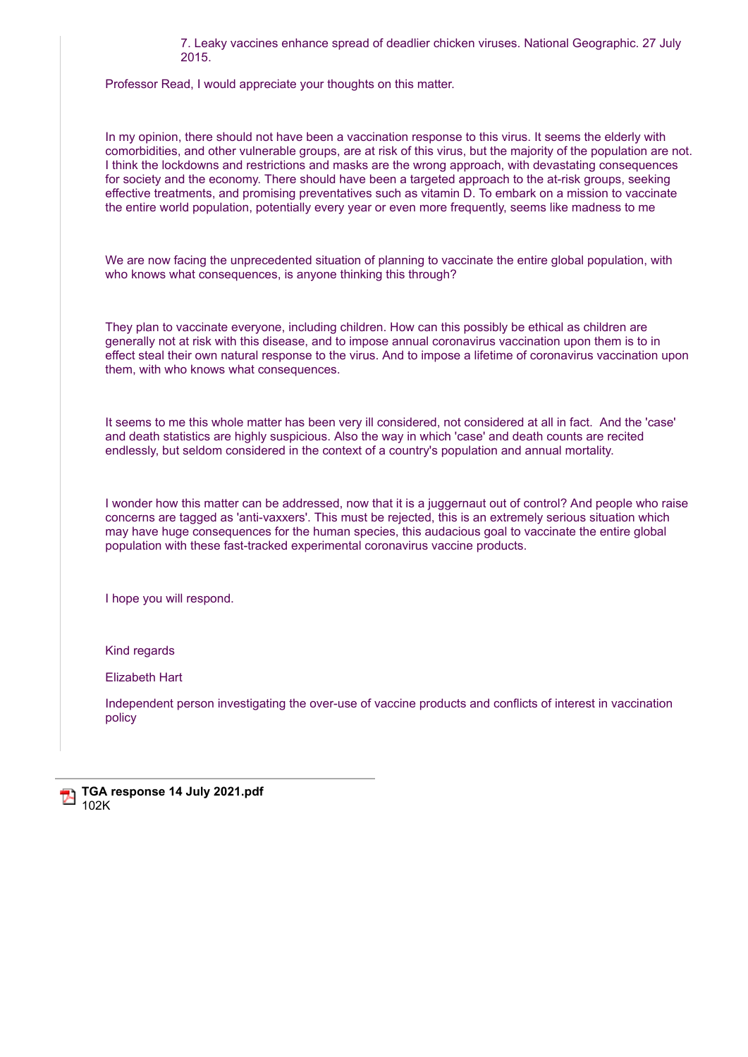7. Leaky vaccines enhance spread of deadlier chicken viruses. National Geographic. 27 July 2015.

Professor Read, I would appreciate your thoughts on this matter.

In my opinion, there should not have been a vaccination response to this virus. It seems the elderly with comorbidities, and other vulnerable groups, are at risk of this virus, but the majority of the population are not. I think the lockdowns and restrictions and masks are the wrong approach, with devastating consequences for society and the economy. There should have been a targeted approach to the at-risk groups, seeking effective treatments, and promising preventatives such as vitamin D. To embark on a mission to vaccinate the entire world population, potentially every year or even more frequently, seems like madness to me

We are now facing the unprecedented situation of planning to vaccinate the entire global population, with who knows what consequences, is anyone thinking this through?

They plan to vaccinate everyone, including children. How can this possibly be ethical as children are generally not at risk with this disease, and to impose annual coronavirus vaccination upon them is to in effect steal their own natural response to the virus. And to impose a lifetime of coronavirus vaccination upon them, with who knows what consequences.

It seems to me this whole matter has been very ill considered, not considered at all in fact. And the 'case' and death statistics are highly suspicious. Also the way in which 'case' and death counts are recited endlessly, but seldom considered in the context of a country's population and annual mortality.

I wonder how this matter can be addressed, now that it is a juggernaut out of control? And people who raise concerns are tagged as 'anti-vaxxers'. This must be rejected, this is an extremely serious situation which may have huge consequences for the human species, this audacious goal to vaccinate the entire global population with these fast-tracked experimental coronavirus vaccine products.

I hope you will respond.

Kind regards

Elizabeth Hart

Independent person investigating the over-use of vaccine products and conflicts of interest in vaccination policy

---

**TGA response 14 July 2021.pdf**
102K